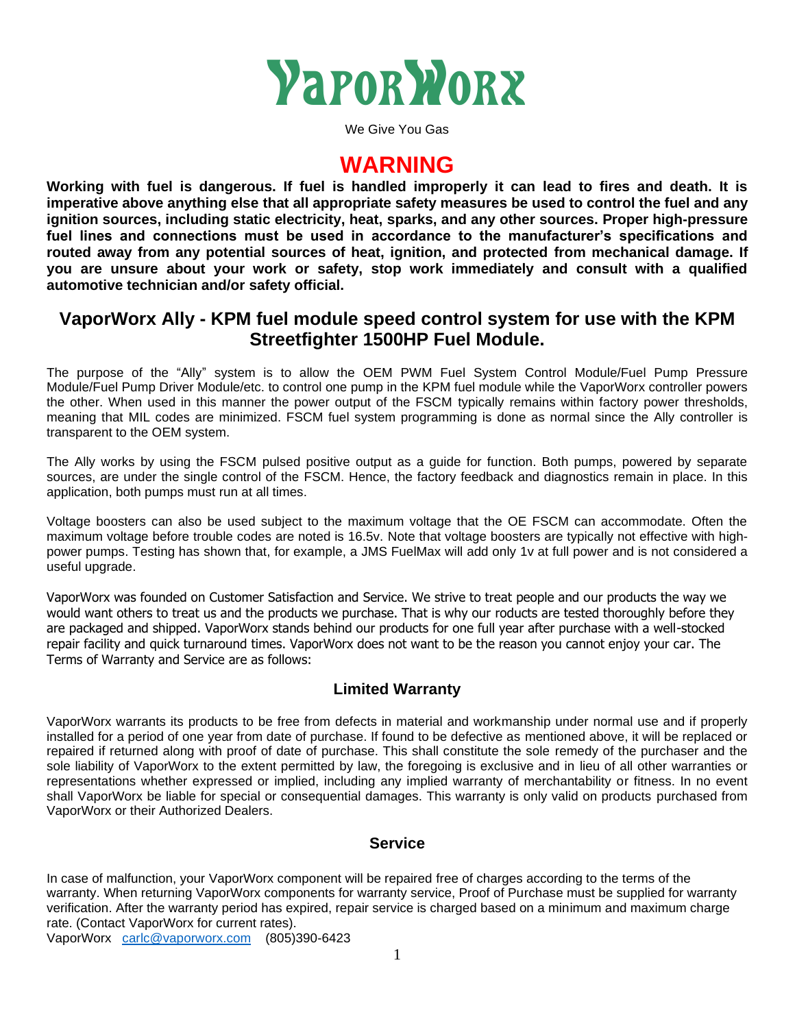# VaporWorx

We Give You Gas

## WARNING

**Working with fuel is dangerous. If fuel is handled improperly it can lead to fires and death. It is imperative above anything else that all appropriate safety measures be used to control the fuel and any ignition sources, including static electricity, heat, sparks, and any other sources. Proper high-pressure fuel lines and connections must be used in accordance to the manufacturer's specifications and routed away from any potential sources of heat, ignition, and protected from mechanical damage. If you are unsure about your work or safety, stop work immediately and consult with a qualified automotive technician and/or safety official.**

## VaporWorx Ally - KPM fuel module speed control system for use with the KPM Streetfighter 1500HP Fuel Module.

The purpose of the "Ally" system is to allow the OEM PWM Fuel System Control Module/Fuel Pump Pressure Module/Fuel Pump Driver Module/etc. to control one pump in the KPM fuel module while the VaporWorx controller powers the other. When used in this manner the power output of the FSCM typically remains within factory power thresholds, meaning that MIL codes are minimized. FSCM fuel system programming is done as normal since the Ally controller is transparent to the OEM system.

The Ally works by using the FSCM pulsed positive output as a guide for function. Both pumps, powered by separate sources, are under the single control of the FSCM. Hence, the factory feedback and diagnostics remain in place. In this application, both pumps must run at all times.

Voltage boosters can also be used subject to the maximum voltage that the OE FSCM can accommodate. Often the maximum voltage before trouble codes are noted is 16.5v. Note that voltage boosters are typically not effective with high-power pumps. Testing has shown that, for example, a JMS FuelMax will add only 1v at full power and is not considered a useful upgrade.

VaporWorx was founded on Customer Satisfaction and Service. We strive to treat people and our products the way we would want others to treat us and the products we purchase. That is why our roducts are tested thoroughly before they are packaged and shipped. VaporWorx stands behind our products for one full year after purchase with a well-stocked repair facility and quick turnaround times. VaporWorx does not want to be the reason you cannot enjoy your car. The Terms of Warranty and Service are as follows:

### Limited Warranty

VaporWorx warrants its products to be free from defects in material and workmanship under normal use and if properly installed for a period of one year from date of purchase. If found to be defective as mentioned above, it will be replaced or repaired if returned along with proof of date of purchase. This shall constitute the sole remedy of the purchaser and the sole liability of VaporWorx to the extent permitted by law, the foregoing is exclusive and in lieu of all other warranties or representations whether expressed or implied, including any implied warranty of merchantability or fitness. In no event shall VaporWorx be liable for special or consequential damages. This warranty is only valid on products purchased from VaporWorx or their Authorized Dealers.

### Service

In case of malfunction, your VaporWorx component will be repaired free of charges according to the terms of the warranty. When returning VaporWorx components for warranty service, Proof of Purchase must be supplied for warranty verification. After the warranty period has expired, repair service is charged based on a minimum and maximum charge rate. (Contact VaporWorx for current rates).

VaporWorx [carlc@vaporworx.com](mailto:carlc@vaporworx.com) (805)390-6423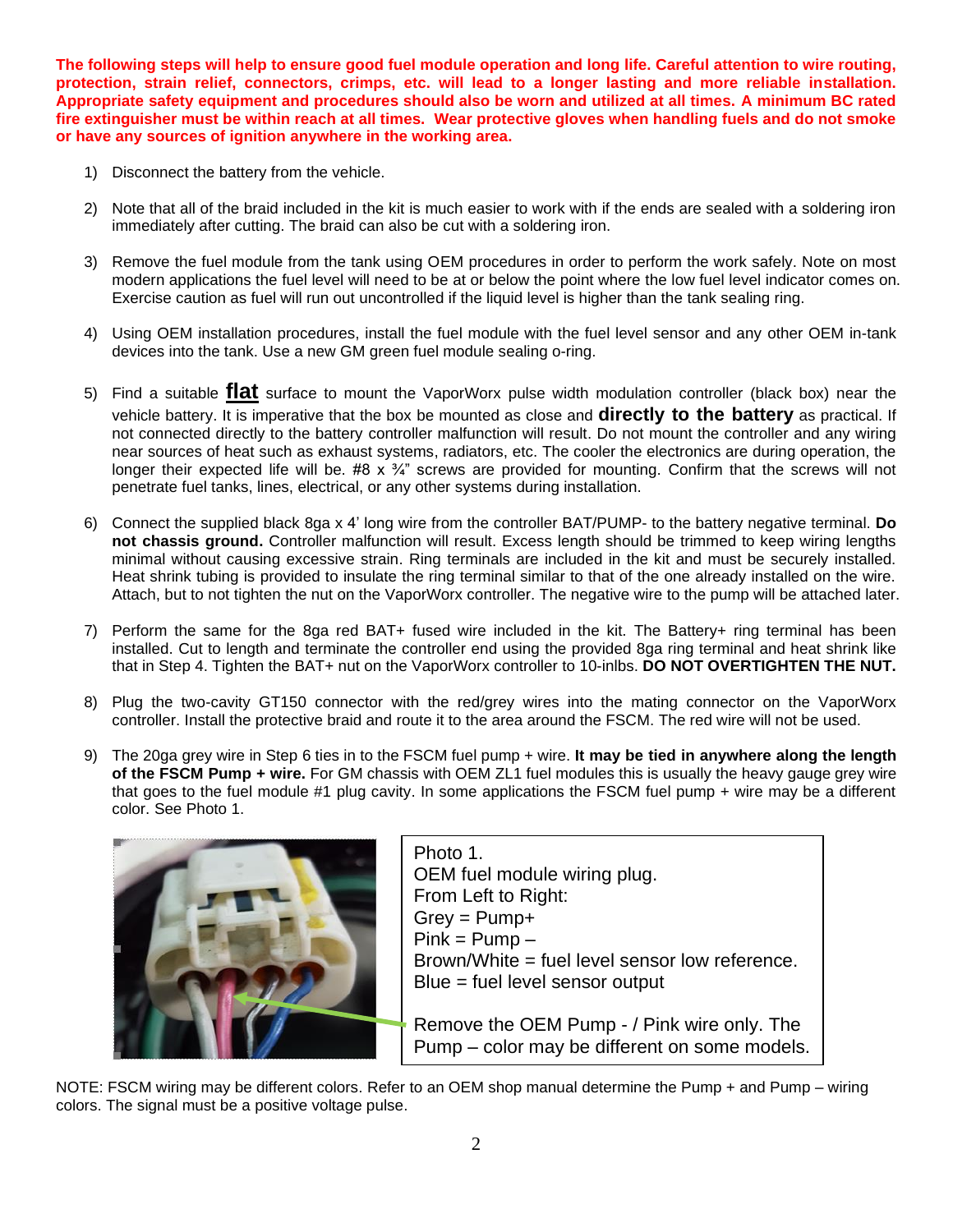**The following steps will help to ensure good fuel module operation and long life. Careful attention to wire routing, protection, strain relief, connectors, crimps, etc. will lead to a longer lasting and more reliable installation. Appropriate safety equipment and procedures should also be worn and utilized at all times. A minimum BC rated fire extinguisher must be within reach at all times. Wear protective gloves when handling fuels and do not smoke or have any sources of ignition anywhere in the working area.**

1) Disconnect the battery from the vehicle.

2) Note that all of the braid included in the kit is much easier to work with if the ends are sealed with a soldering iron immediately after cutting. The braid can also be cut with a soldering iron.

3) Remove the fuel module from the tank using OEM procedures in order to perform the work safely. Note on most modern applications the fuel level will need to be at or below the point where the low fuel level indicator comes on. Exercise caution as fuel will run out uncontrolled if the liquid level is higher than the tank sealing ring.

4) Using OEM installation procedures, install the fuel module with the fuel level sensor and any other OEM in-tank devices into the tank. Use a new GM green fuel module sealing o-ring.

5) Find a suitable **flat** surface to mount the VaporWorx pulse width modulation controller (black box) near the vehicle battery. It is imperative that the box be mounted as close and **directly to the battery** as practical. If not connected directly to the battery controller malfunction will result. Do not mount the controller and any wiring near sources of heat such as exhaust systems, radiators, etc. The cooler the electronics are during operation, the longer their expected life will be. #8 x ¾" screws are provided for mounting. Confirm that the screws will not penetrate fuel tanks, lines, electrical, or any other systems during installation.

6) Connect the supplied black 8ga x 4' long wire from the controller BAT/PUMP- to the battery negative terminal. **Do not chassis ground.** Controller malfunction will result. Excess length should be trimmed to keep wiring lengths minimal without causing excessive strain. Ring terminals are included in the kit and must be securely installed. Heat shrink tubing is provided to insulate the ring terminal similar to that of the one already installed on the wire. Attach, but to not tighten the nut on the VaporWorx controller. The negative wire to the pump will be attached later.

7) Perform the same for the 8ga red BAT+ fused wire included in the kit. The Battery+ ring terminal has been installed. Cut to length and terminate the controller end using the provided 8ga ring terminal and heat shrink like that in Step 4. Tighten the BAT+ nut on the VaporWorx controller to 10-inlbs. **DO NOT OVERTIGHTEN THE NUT.**

8) Plug the two-cavity GT150 connector with the red/grey wires into the mating connector on the VaporWorx controller. Install the protective braid and route it to the area around the FSCM. The red wire will not be used.

9) The 20ga grey wire in Step 6 ties in to the FSCM fuel pump + wire. **It may be tied in anywhere along the length of the FSCM Pump + wire.** For GM chassis with OEM ZL1 fuel modules this is usually the heavy gauge grey wire that goes to the fuel module #1 plug cavity. In some applications the FSCM fuel pump + wire may be a different color. See Photo 1.

Photo 1.
OEM fuel module wiring plug.
From Left to Right:
Grey = Pump+
Pink = Pump –
Brown/White = fuel level sensor low reference.
Blue = fuel level sensor output

Remove the OEM Pump - / Pink wire only. The Pump – color may be different on some models.

NOTE: FSCM wiring may be different colors. Refer to an OEM shop manual determine the Pump + and Pump – wiring colors. The signal must be a positive voltage pulse.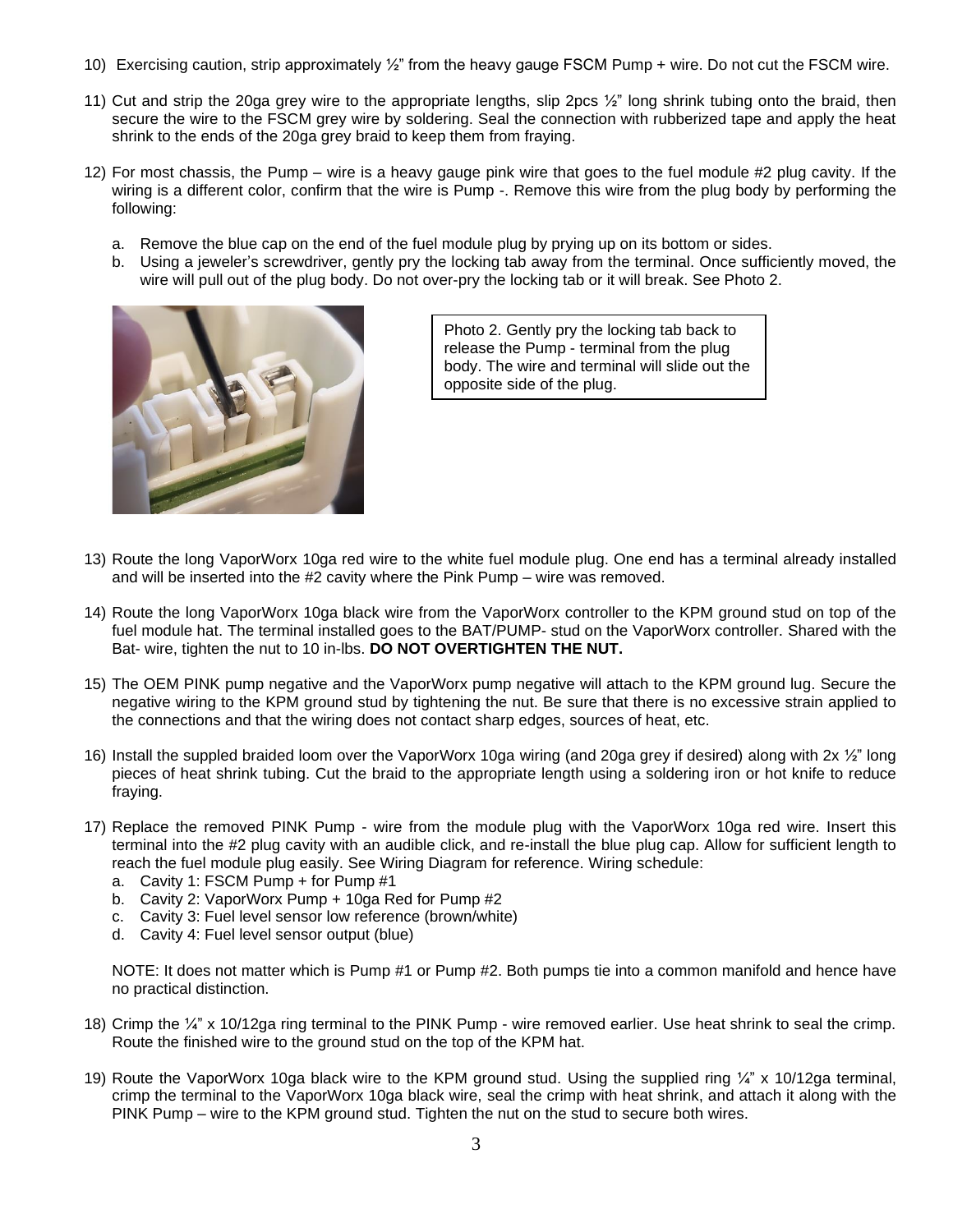10) Exercising caution, strip approximately ½" from the heavy gauge FSCM Pump + wire. Do not cut the FSCM wire.

11) Cut and strip the 20ga grey wire to the appropriate lengths, slip 2pcs ½" long shrink tubing onto the braid, then secure the wire to the FSCM grey wire by soldering. Seal the connection with rubberized tape and apply the heat shrink to the ends of the 20ga grey braid to keep them from fraying.

12) For most chassis, the Pump – wire is a heavy gauge pink wire that goes to the fuel module #2 plug cavity. If the wiring is a different color, confirm that the wire is Pump -. Remove this wire from the plug body by performing the following:

    a. Remove the blue cap on the end of the fuel module plug by prying up on its bottom or sides.
    b. Using a jeweler's screwdriver, gently pry the locking tab away from the terminal. Once sufficiently moved, the wire will pull out of the plug body. Do not over-pry the locking tab or it will break. See Photo 2.

Photo 2. Gently pry the locking tab back to release the Pump - terminal from the plug body. The wire and terminal will slide out the opposite side of the plug.

13) Route the long VaporWorx 10ga red wire to the white fuel module plug. One end has a terminal already installed and will be inserted into the #2 cavity where the Pink Pump – wire was removed.

14) Route the long VaporWorx 10ga black wire from the VaporWorx controller to the KPM ground stud on top of the fuel module hat. The terminal installed goes to the BAT/PUMP- stud on the VaporWorx controller. Shared with the Bat- wire, tighten the nut to 10 in-lbs. **DO NOT OVERTIGHTEN THE NUT.**

15) The OEM PINK pump negative and the VaporWorx pump negative will attach to the KPM ground lug. Secure the negative wiring to the KPM ground stud by tightening the nut. Be sure that there is no excessive strain applied to the connections and that the wiring does not contact sharp edges, sources of heat, etc.

16) Install the suppled braided loom over the VaporWorx 10ga wiring (and 20ga grey if desired) along with 2x ½" long pieces of heat shrink tubing. Cut the braid to the appropriate length using a soldering iron or hot knife to reduce fraying.

17) Replace the removed PINK Pump - wire from the module plug with the VaporWorx 10ga red wire. Insert this terminal into the #2 plug cavity with an audible click, and re-install the blue plug cap. Allow for sufficient length to reach the fuel module plug easily. See Wiring Diagram for reference. Wiring schedule:
    a. Cavity 1: FSCM Pump + for Pump #1
    b. Cavity 2: VaporWorx Pump + 10ga Red for Pump #2
    c. Cavity 3: Fuel level sensor low reference (brown/white)
    d. Cavity 4: Fuel level sensor output (blue)

    NOTE: It does not matter which is Pump #1 or Pump #2. Both pumps tie into a common manifold and hence have no practical distinction.

18) Crimp the ¼" x 10/12ga ring terminal to the PINK Pump - wire removed earlier. Use heat shrink to seal the crimp. Route the finished wire to the ground stud on the top of the KPM hat.

19) Route the VaporWorx 10ga black wire to the KPM ground stud. Using the supplied ring ¼" x 10/12ga terminal, crimp the terminal to the VaporWorx 10ga black wire, seal the crimp with heat shrink, and attach it along with the PINK Pump – wire to the KPM ground stud. Tighten the nut on the stud to secure both wires.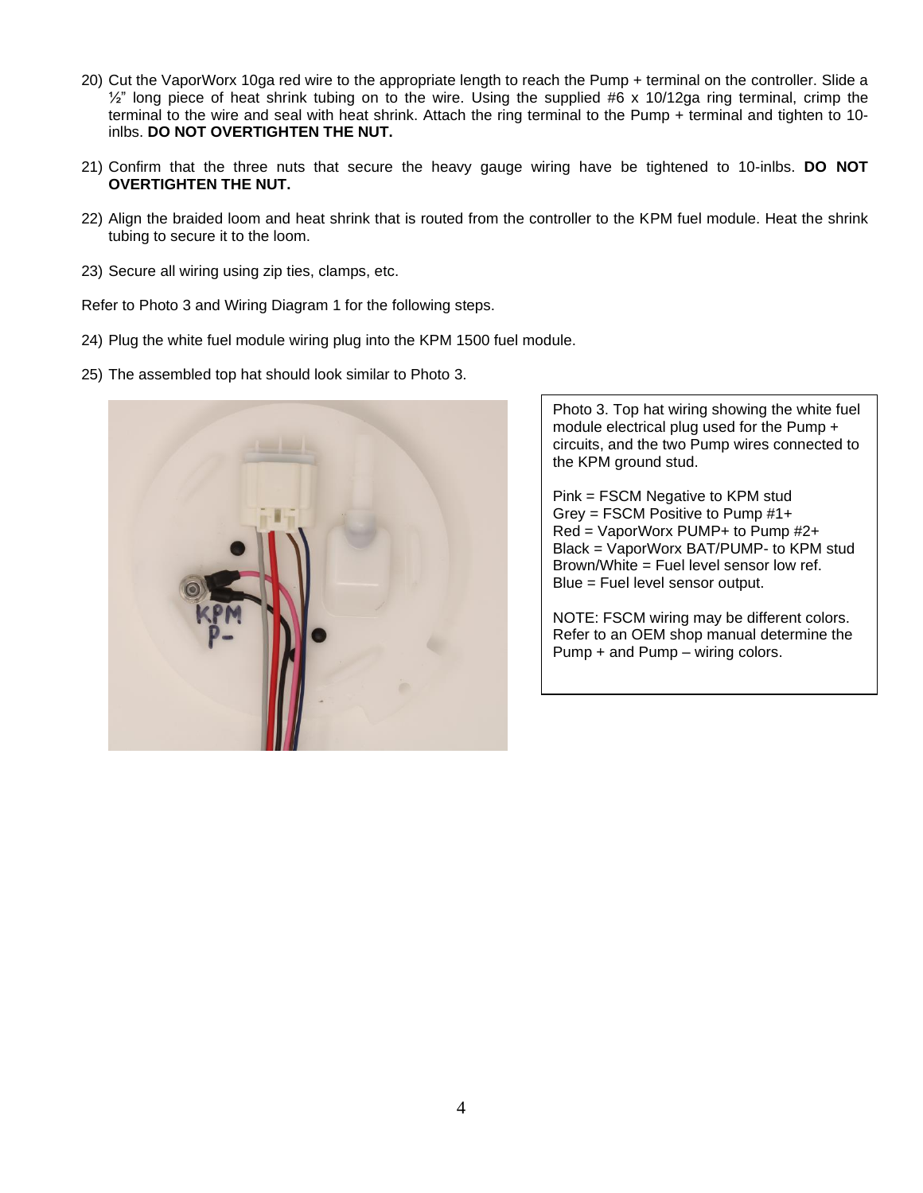20) Cut the VaporWorx 10ga red wire to the appropriate length to reach the Pump + terminal on the controller. Slide a ½" long piece of heat shrink tubing on to the wire. Using the supplied #6 x 10/12ga ring terminal, crimp the terminal to the wire and seal with heat shrink. Attach the ring terminal to the Pump + terminal and tighten to 10-inlbs. **DO NOT OVERTIGHTEN THE NUT.**

21) Confirm that the three nuts that secure the heavy gauge wiring have be tightened to 10-inlbs. **DO NOT OVERTIGHTEN THE NUT.**

22) Align the braided loom and heat shrink that is routed from the controller to the KPM fuel module. Heat the shrink tubing to secure it to the loom.

23) Secure all wiring using zip ties, clamps, etc.

Refer to Photo 3 and Wiring Diagram 1 for the following steps.

24) Plug the white fuel module wiring plug into the KPM 1500 fuel module.

25) The assembled top hat should look similar to Photo 3.

Photo 3. Top hat wiring showing the white fuel module electrical plug used for the Pump + circuits, and the two Pump wires connected to the KPM ground stud.

Pink = FSCM Negative to KPM stud
Grey = FSCM Positive to Pump #1+
Red = VaporWorx PUMP+ to Pump #2+
Black = VaporWorx BAT/PUMP- to KPM stud
Brown/White = Fuel level sensor low ref.
Blue = Fuel level sensor output.

NOTE: FSCM wiring may be different colors. Refer to an OEM shop manual determine the Pump + and Pump – wiring colors.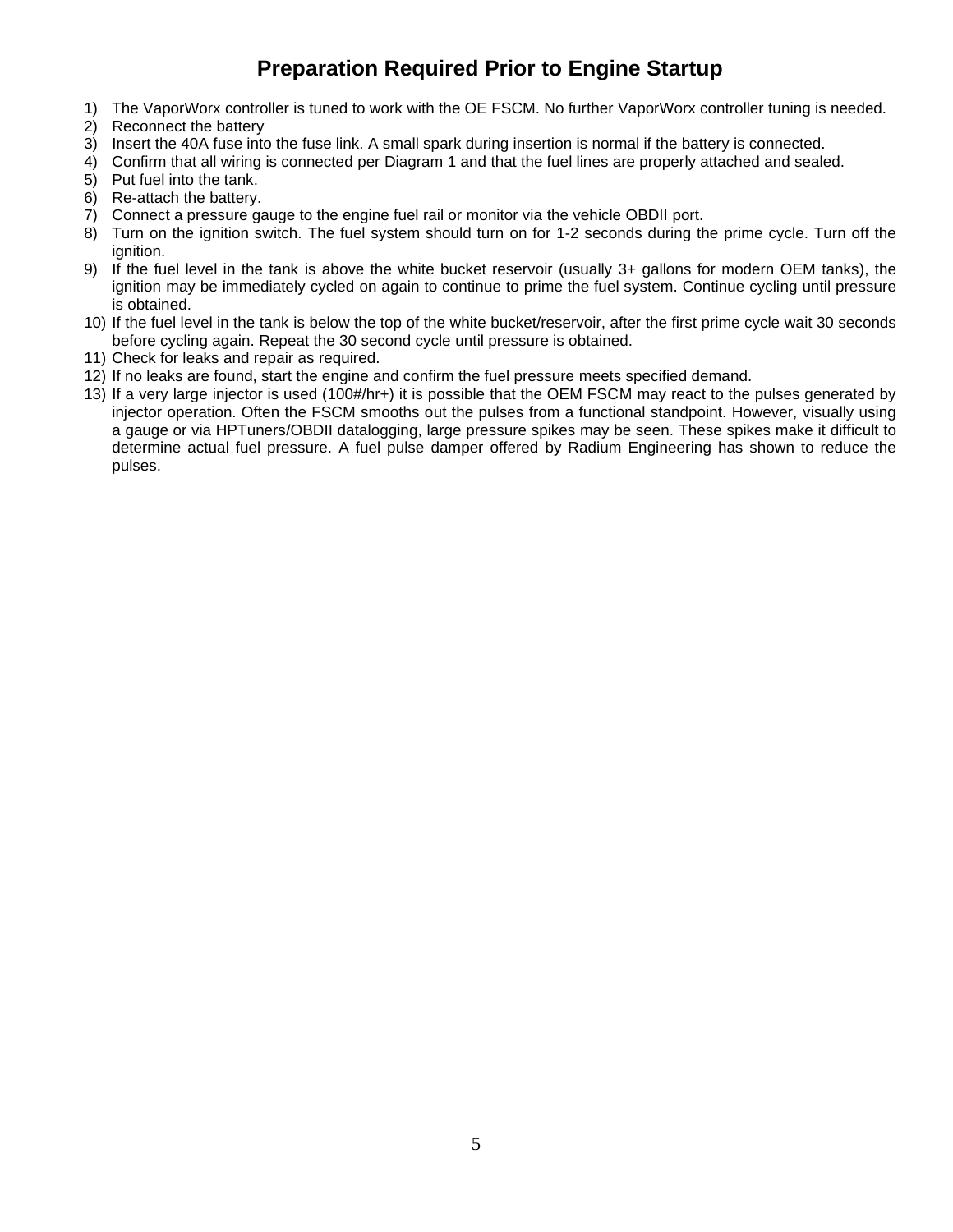# Preparation Required Prior to Engine Startup

1) The VaporWorx controller is tuned to work with the OE FSCM. No further VaporWorx controller tuning is needed.
2) Reconnect the battery
3) Insert the 40A fuse into the fuse link. A small spark during insertion is normal if the battery is connected.
4) Confirm that all wiring is connected per Diagram 1 and that the fuel lines are properly attached and sealed.
5) Put fuel into the tank.
6) Re-attach the battery.
7) Connect a pressure gauge to the engine fuel rail or monitor via the vehicle OBDII port.
8) Turn on the ignition switch. The fuel system should turn on for 1-2 seconds during the prime cycle. Turn off the ignition.
9) If the fuel level in the tank is above the white bucket reservoir (usually 3+ gallons for modern OEM tanks), the ignition may be immediately cycled on again to continue to prime the fuel system. Continue cycling until pressure is obtained.
10) If the fuel level in the tank is below the top of the white bucket/reservoir, after the first prime cycle wait 30 seconds before cycling again. Repeat the 30 second cycle until pressure is obtained.
11) Check for leaks and repair as required.
12) If no leaks are found, start the engine and confirm the fuel pressure meets specified demand.
13) If a very large injector is used (100#/hr+) it is possible that the OEM FSCM may react to the pulses generated by injector operation. Often the FSCM smooths out the pulses from a functional standpoint. However, visually using a gauge or via HPTuners/OBDII datalogging, large pressure spikes may be seen. These spikes make it difficult to determine actual fuel pressure. A fuel pulse damper offered by Radium Engineering has shown to reduce the pulses.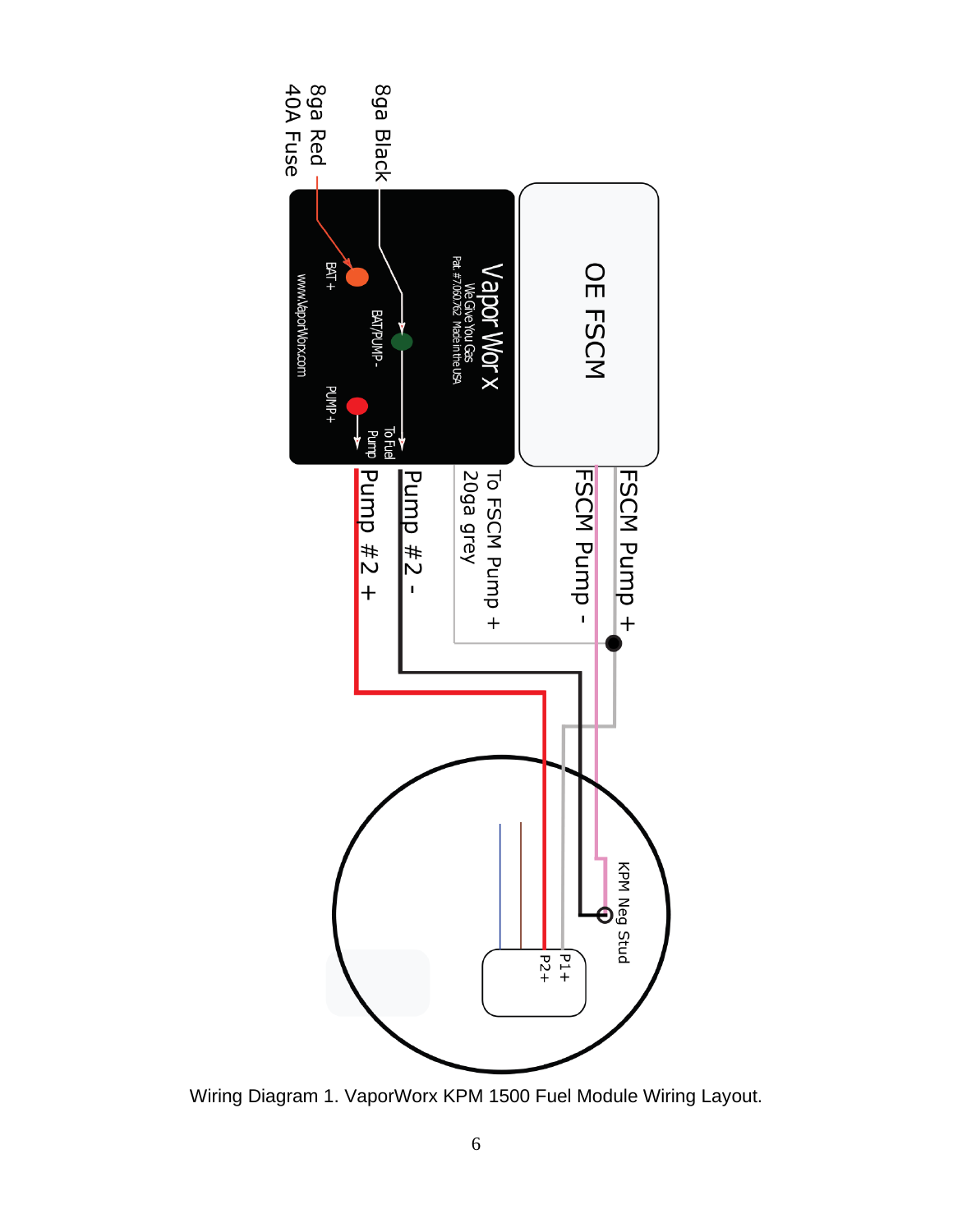8ga Black

8ga Red
40A Fuse

OE FSCM

Vapor Worx
We Give You Gas
Pat. #7,060,762 Made in the USA

BAT +

BAT/PUMP-

PUMP +

To Fuel Pump

www.VaporWorx.com

FSCM Pump +

FSCM Pump -

To FSCM Pump +
20ga grey

Pump #2 -

Pump #2 +

KPM Neg Stud

P1+
P2+

Wiring Diagram 1. VaporWorx KPM 1500 Fuel Module Wiring Layout.